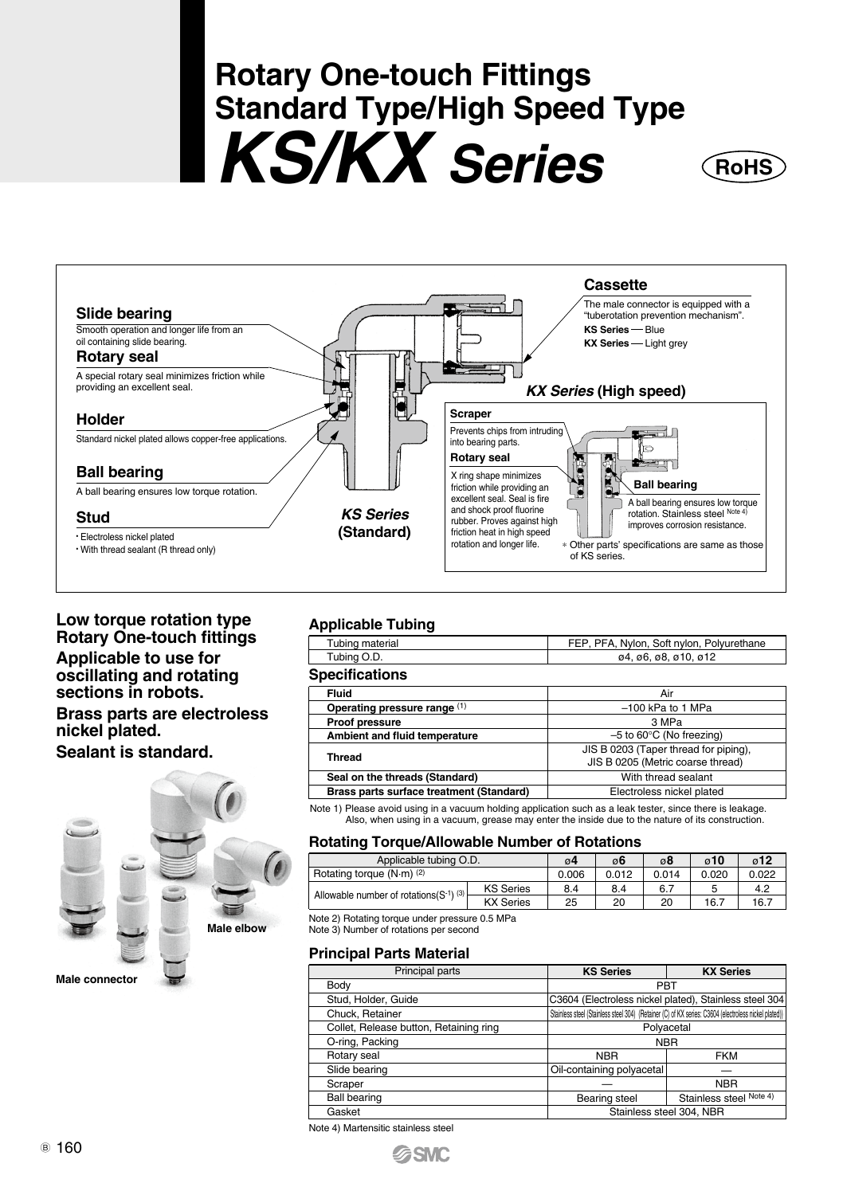# Rotary One-touch Fittings Standard Type/High Speed Type

# *KS/KX Series*

RoHS

**Cassette**

The male connector is equipped with a "tuberotation prevention mechanism".

**KS Series** — Blue

**KX Series** — Light grey

**Slide bearing**

Smooth operation and longer life from an oil containing slide bearing.

**Rotary seal**

A special rotary seal minimizes friction while providing an excellent seal.

**Holder**

Standard nickel plated allows copper-free applications.

**Ball bearing**

A ball bearing ensures low torque rotation.

**Stud**

- Electroless nickel plated
- With thread sealant (R thread only)

***KS Series* (Standard)**

***KX Series* (High speed)**

**Scraper**

Prevents chips from intruding into bearing parts.

**Rotary seal**

X ring shape minimizes friction while providing an excellent seal. Seal is fire and shock proof fluorine rubber. Proves against high friction heat in high speed rotation and longer life.

**Ball bearing**

A ball bearing ensures low torque rotation. Stainless steel Note 4) improves corrosion resistance.

∗ Other parts' specifications are same as those of KS series.

**Low torque rotation type Rotary One-touch fittings**

**Applicable to use for oscillating and rotating sections in robots.**

**Brass parts are electroless nickel plated.**

**Sealant is standard.**

Male elbow

Male connector

### Applicable Tubing

| Tubing material | FEP, PFA, Nylon, Soft nylon, Polyurethane |
|---|---|
| Tubing O.D. | ø4, ø6, ø8, ø10, ø12 |

### Specifications

| Fluid | Air |
|---|---|
| **Operating pressure range** (1) | –100 kPa to 1 MPa |
| **Proof pressure** | 3 MPa |
| **Ambient and fluid temperature** | –5 to 60°C (No freezing) |
| **Thread** | JIS B 0203 (Taper thread for piping), JIS B 0205 (Metric coarse thread) |
| **Seal on the threads (Standard)** | With thread sealant |
| **Brass parts surface treatment (Standard)** | Electroless nickel plated |

Note 1) Please avoid using in a vacuum holding application such as a leak tester, since there is leakage. Also, when using in a vacuum, grease may enter the inside due to the nature of its construction.

### Rotating Torque/Allowable Number of Rotations

| Applicable tubing O.D. | | ø4 | ø6 | ø8 | ø10 | ø12 |
|---|---|---|---|---|---|---|
| Rotating torque (N·m) (2) | | 0.006 | 0.012 | 0.014 | 0.020 | 0.022 |
| Allowable number of rotations($S^{-1}$) (3) | KS Series | 8.4 | 8.4 | 6.7 | 5 | 4.2 |
| | KX Series | 25 | 20 | 20 | 16.7 | 16.7 |

Note 2) Rotating torque under pressure 0.5 MPa

Note 3) Number of rotations per second

### Principal Parts Material

| Principal parts | KS Series | KX Series |
|---|---|---|
| Body | PBT | |
| Stud, Holder, Guide | C3604 (Electroless nickel plated), Stainless steel 304 | |
| Chuck, Retainer | Stainless steel (Stainless steel 304) (Retainer (C) of KX series: C3604 (electroless nickel plated)) | |
| Collet, Release button, Retaining ring | Polyacetal | |
| O-ring, Packing | NBR | |
| Rotary seal | NBR | FKM |
| Slide bearing | Oil-containing polyacetal | — |
| Scraper | — | NBR |
| Ball bearing | Bearing steel | Stainless steel Note 4) |
| Gasket | Stainless steel 304, NBR | |

Note 4) Martensitic stainless steel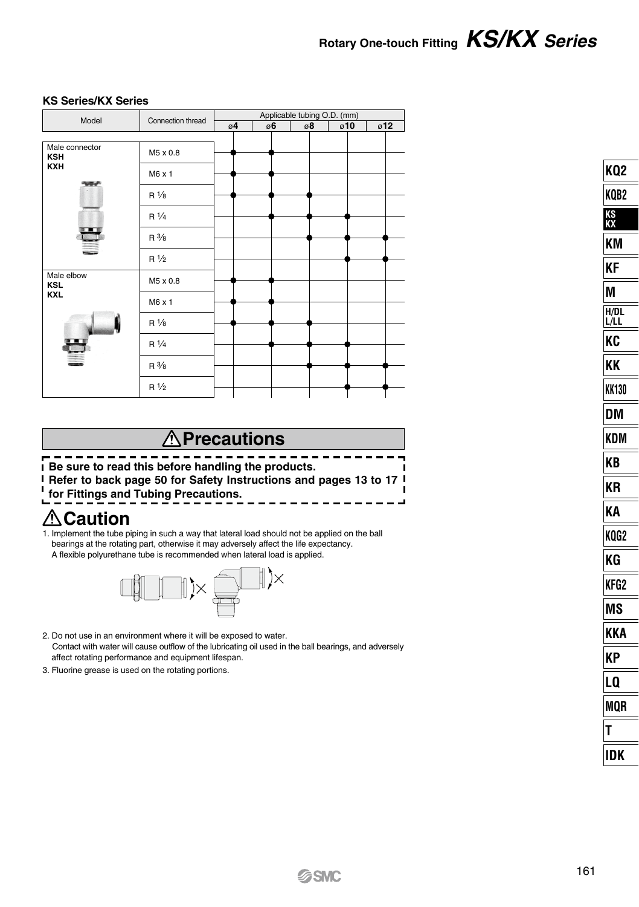### KS Series/KX Series

| Model | Connection thread | Applicable tubing O.D. (mm) | | | | |
|---|---|---|---|---|---|---|
| | | ø4 | ø6 | ø8 | ø10 | ø12 |
| Male connector **KSH** **KXH** | M5 x 0.8 | ● | ● | | | |
| | M6 x 1 | ● | ● | | | |
| | R 1/8 | ● | ● | ● | | |
| | R 1/4 | | ● | ● | ● | |
| | R 3/8 | | | ● | ● | ● |
| | R 1/2 | | | | ● | ● |
| Male elbow **KSL** **KXL** | M5 x 0.8 | ● | ● | | | |
| | M6 x 1 | ● | ● | | | |
| | R 1/8 | ● | ● | ● | | |
| | R 1/4 | | ● | ● | ● | |
| | R 3/8 | | | ● | ● | ● |
| | R 1/2 | | | | ● | ● |

## ⚠Precautions

**Be sure to read this before handling the products.**
**Refer to back page 50 for Safety Instructions and pages 13 to 17 for Fittings and Tubing Precautions.**

## ⚠Caution

1. Implement the tube piping in such a way that lateral load should not be applied on the ball bearings at the rotating part, otherwise it may adversely affect the life expectancy.
   A flexible polyurethane tube is recommended when lateral load is applied.
2. Do not use in an environment where it will be exposed to water.
   Contact with water will cause outflow of the lubricating oil used in the ball bearings, and adversely affect rotating performance and equipment lifespan.
3. Fluorine grease is used on the rotating portions.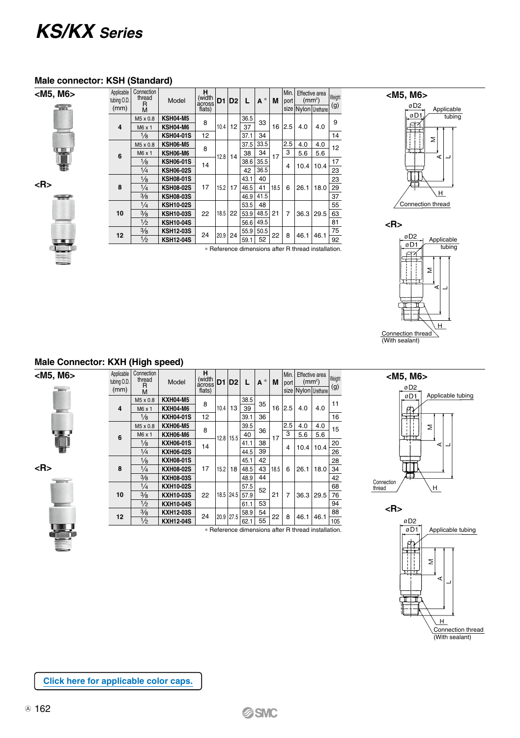# KS/KX Series

## Male connector: KSH (Standard)

<M5, M6>

<R>

| Applicable tubing O.D. (mm) | Connection thread R M | Model | H (width across flats) | D1 | D2 | L | A* | M | Min. port size | Effective area (mm²) Nylon | Effective area (mm²) Urethane | Weight (g) |
|---|---|---|---|---|---|---|---|---|---|---|---|---|
| 4 | M5 x 0.8 | KSH04-M5 | 8 | 10.4 | 12 | 36.5 | 33 | 16 | 2.5 | 4.0 | 4.0 | 9 |
| | M6 x 1 | KSH04-M6 | | | | 37 | | | | | | |
| | 1/8 | KSH04-01S | 12 | | | 37.1 | 34 | | | | | 14 |
| 6 | M5 x 0.8 | KSH06-M5 | 8 | 12.8 | 14 | 37.5 | 33.5 | 17 | 2.5 | 4.0 | 4.0 | 12 |
| | M6 x 1 | KSH06-M6 | | | | 38 | 34 | | 3 | 5.6 | 5.6 | |
| | 1/8 | KSH06-01S | 14 | | | 38.6 | 35.5 | | 4 | 10.4 | 10.4 | 17 |
| | 1/4 | KSH06-02S | | | | 42 | 36.5 | | | | | 23 |
| 8 | 1/8 | KSH08-01S | 17 | 15.2 | 17 | 43.1 | 40 | 18.5 | 6 | 26.1 | 18.0 | 23 |
| | 1/4 | KSH08-02S | | | | 46.5 | 41 | | | | | 29 |
| | 3/8 | KSH08-03S | | | | 46.9 | 41.5 | | | | | 37 |
| 10 | 1/4 | KSH10-02S | 22 | 18.5 | 22 | 53.5 | 48 | 21 | 7 | 36.3 | 29.5 | 55 |
| | 3/8 | KSH10-03S | | | | 53.9 | 48.5 | | | | | 63 |
| | 1/2 | KSH10-04S | | | | 56.6 | 49.5 | | | | | 81 |
| 12 | 3/8 | KSH12-03S | 24 | 20.9 | 24 | 55.9 | 50.5 | 22 | 8 | 46.1 | 46.1 | 75 |
| | 1/2 | KSH12-04S | | | | 59.1 | 52 | | | | | 92 |

\* Reference dimensions after R thread installation.

<M5, M6>
øD2, øD1, Applicable tubing, M, A, L, H, Connection thread

<R>
øD2, øD1, Applicable tubing, M, A, L, H, Connection thread (With sealant)

## Male Connector: KXH (High speed)

<M5, M6>

<R>

| Applicable tubing O.D. (mm) | Connection thread R M | Model | H (width across flats) | D1 | D2 | L | A* | M | Min. port size | Effective area (mm²) Nylon | Effective area (mm²) Urethane | Weight (g) |
|---|---|---|---|---|---|---|---|---|---|---|---|---|
| 4 | M5 x 0.8 | KXH04-M5 | 8 | 10.4 | 13 | 38.5 | 35 | 16 | 2.5 | 4.0 | 4.0 | 11 |
| | M6 x 1 | KXH04-M6 | | | | 39 | | | | | | |
| | 1/8 | KXH04-01S | 12 | | | 39.1 | 36 | | | | | 16 |
| 6 | M5 x 0.8 | KXH06-M5 | 8 | 12.8 | 15.5 | 39.5 | 36 | 17 | 2.5 | 4.0 | 4.0 | 15 |
| | M6 x 1 | KXH06-M6 | | | | 40 | | | 3 | 5.6 | 5.6 | |
| | 1/8 | KXH06-01S | 14 | | | 41.1 | 38 | | 4 | 10.4 | 10.4 | 20 |
| | 1/4 | KXH06-02S | | | | 44.5 | 39 | | | | | 26 |
| 8 | 1/8 | KXH08-01S | 17 | 15.2 | 18 | 45.1 | 42 | 18.5 | 6 | 26.1 | 18.0 | 28 |
| | 1/4 | KXH08-02S | | | | 48.5 | 43 | | | | | 34 |
| | 3/8 | KXH08-03S | | | | 48.9 | 44 | | | | | 42 |
| 10 | 1/4 | KXH10-02S | 22 | 18.5 | 24.5 | 57.5 | 52 | 21 | 7 | 36.3 | 29.5 | 68 |
| | 3/8 | KXH10-03S | | | | 57.9 | | | | | | 76 |
| | 1/2 | KXH10-04S | | | | 61.1 | 53 | | | | | 94 |
| 12 | 3/8 | KXH12-03S | 24 | 20.9 | 27.5 | 58.9 | 54 | 22 | 8 | 46.1 | 46.1 | 88 |
| | 1/2 | KXH12-04S | | | | 62.1 | 55 | | | | | 105 |

\* Reference dimensions after R thread installation.

<M5, M6>
øD2, øD1, Applicable tubing, M, A, L, H, Connection thread

<R>
øD2, øD1, Applicable tubing, M, A, L, H, Connection thread (With sealant)

Click here for applicable color caps.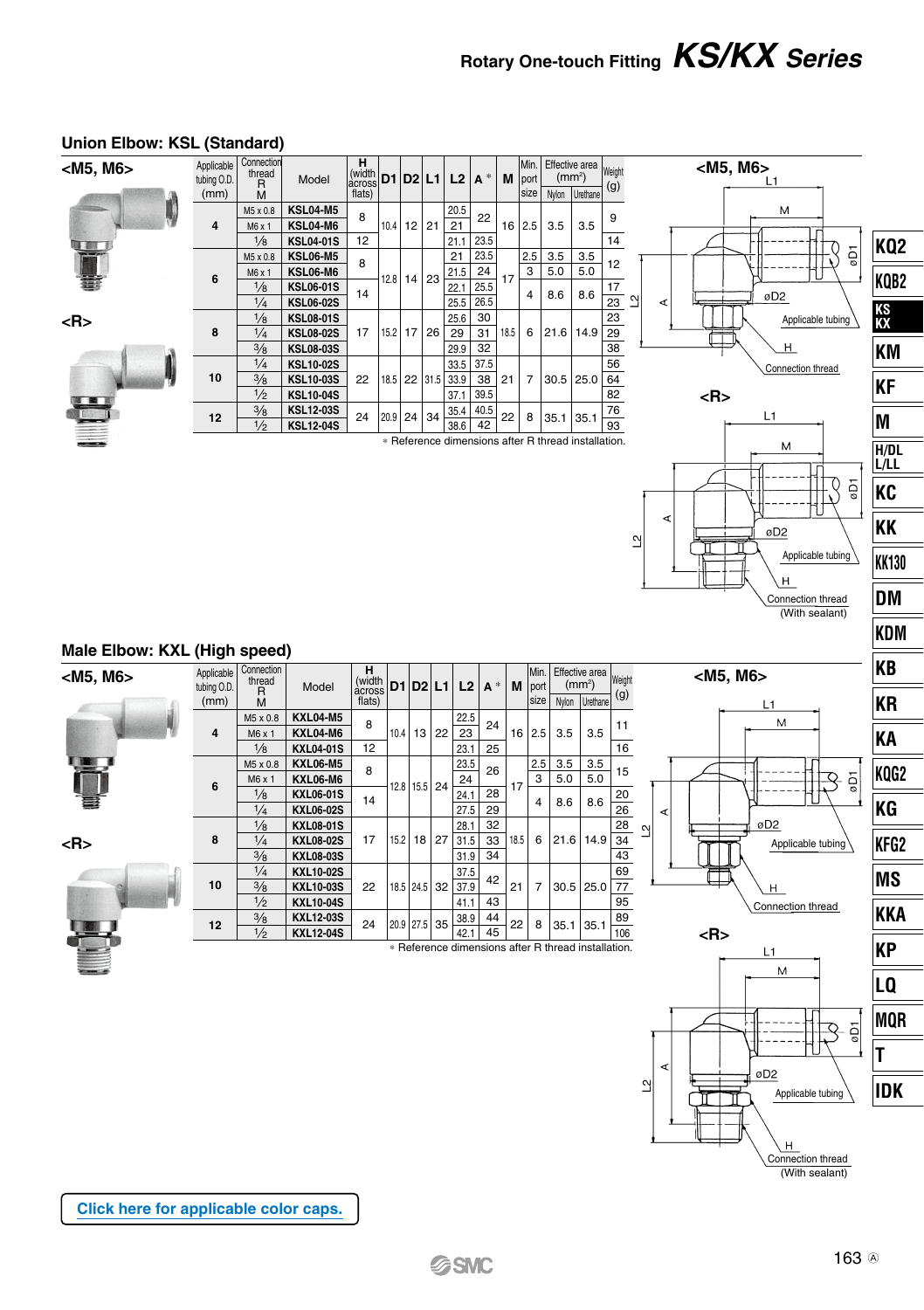## Union Elbow: KSL (Standard)

<M5, M6>

<R>

| Applicable tubing O.D. (mm) | Connection thread R M | Model | H (width across flats) | D1 | D2 | L1 | L2 | A * | M | Min. port size | Effective area (mm²) Nylon | Effective area (mm²) Urethane | Weight (g) |
|---|---|---|---|---|---|---|---|---|---|---|---|---|---|
| 4 | M5 x 0.8 | KSL04-M5 | 8 | 10.4 | 12 | 21 | 20.5 | 22 | 16 | 2.5 | 3.5 | 3.5 | 9 |
| | M6 x 1 | KSL04-M6 | | | | | 21 | | | | | | |
| | 1/8 | KSL04-01S | 12 | | | | 21.1 | 23.5 | | | | | 14 |
| 6 | M5 x 0.8 | KSL06-M5 | 8 | 12.8 | 14 | 23 | 21 | 23.5 | 17 | 2.5 | 3.5 | 3.5 | 12 |
| | M6 x 1 | KSL06-M6 | | | | | 21.5 | 24 | | 3 | 5.0 | 5.0 | |
| | 1/8 | KSL06-01S | 14 | | | | 22.1 | 25.5 | | 4 | 8.6 | 8.6 | 17 |
| | 1/4 | KSL06-02S | | | | | 25.5 | 26.5 | | | | | 23 |
| 8 | 1/8 | KSL08-01S | 17 | 15.2 | 17 | 26 | 25.6 | 30 | 18.5 | 6 | 21.6 | 14.9 | 23 |
| | 1/4 | KSL08-02S | | | | | 29 | 31 | | | | | 29 |
| | 3/8 | KSL08-03S | | | | | 29.9 | 32 | | | | | 38 |
| 10 | 1/4 | KSL10-02S | 22 | 18.5 | 22 | 31.5 | 33.5 | 37.5 | 21 | 7 | 30.5 | 25.0 | 56 |
| | 3/8 | KSL10-03S | | | | | 33.9 | 38 | | | | | 64 |
| | 1/2 | KSL10-04S | | | | | 37.1 | 39.5 | | | | | 82 |
| 12 | 3/8 | KSL12-03S | 24 | 20.9 | 24 | 34 | 35.4 | 40.5 | 22 | 8 | 35.1 | 35.1 | 76 |
| | 1/2 | KSL12-04S | | | | | 38.6 | 42 | | | | | 93 |

∗ Reference dimensions after R thread installation.

<M5, M6>

L1, M, øD1, øD2, A, L2, Applicable tubing, H, Connection thread

<R>

L1, M, øD1, øD2, A, L2, Applicable tubing, H, Connection thread (With sealant)

## Male Elbow: KXL (High speed)

<M5, M6>

<R>

| Applicable tubing O.D. (mm) | Connection thread R M | Model | H (width across flats) | D1 | D2 | L1 | L2 | A * | M | Min. port size | Effective area (mm²) Nylon | Effective area (mm²) Urethane | Weight (g) |
|---|---|---|---|---|---|---|---|---|---|---|---|---|---|
| 4 | M5 x 0.8 | KXL04-M5 | 8 | 10.4 | 13 | 22 | 22.5 | 24 | 16 | 2.5 | 3.5 | 3.5 | 11 |
| | M6 x 1 | KXL04-M6 | | | | | 23 | | | | | | |
| | 1/8 | KXL04-01S | 12 | | | | 23.1 | 25 | | | | | 16 |
| 6 | M5 x 0.8 | KXL06-M5 | 8 | 12.8 | 15.5 | 24 | 23.5 | 26 | 17 | 2.5 | 3.5 | 3.5 | 15 |
| | M6 x 1 | KXL06-M6 | | | | | 24 | | | 3 | 5.0 | 5.0 | |
| | 1/8 | KXL06-01S | 14 | | | | 24.1 | 28 | | 4 | 8.6 | 8.6 | 20 |
| | 1/4 | KXL06-02S | | | | | 27.5 | 29 | | | | | 26 |
| 8 | 1/8 | KXL08-01S | 17 | 15.2 | 18 | 27 | 28.1 | 32 | 18.5 | 6 | 21.6 | 14.9 | 28 |
| | 1/4 | KXL08-02S | | | | | 31.5 | 33 | | | | | 34 |
| | 3/8 | KXL08-03S | | | | | 31.9 | 34 | | | | | 43 |
| 10 | 1/4 | KXL10-02S | 22 | 18.5 | 24.5 | 32 | 37.5 | 42 | 21 | 7 | 30.5 | 25.0 | 69 |
| | 3/8 | KXL10-03S | | | | | 37.9 | | | | | | 77 |
| | 1/2 | KXL10-04S | | | | | 41.1 | 43 | | | | | 95 |
| 12 | 3/8 | KXL12-03S | 24 | 20.9 | 27.5 | 35 | 38.9 | 44 | 22 | 8 | 35.1 | 35.1 | 89 |
| | 1/2 | KXL12-04S | | | | | 42.1 | 45 | | | | | 106 |

∗ Reference dimensions after R thread installation.

<M5, M6>

L1, M, øD1, øD2, A, L2, Applicable tubing, H, Connection thread

<R>

L1, M, øD1, øD2, A, L2, Applicable tubing, H, Connection thread (With sealant)

Click here for applicable color caps.